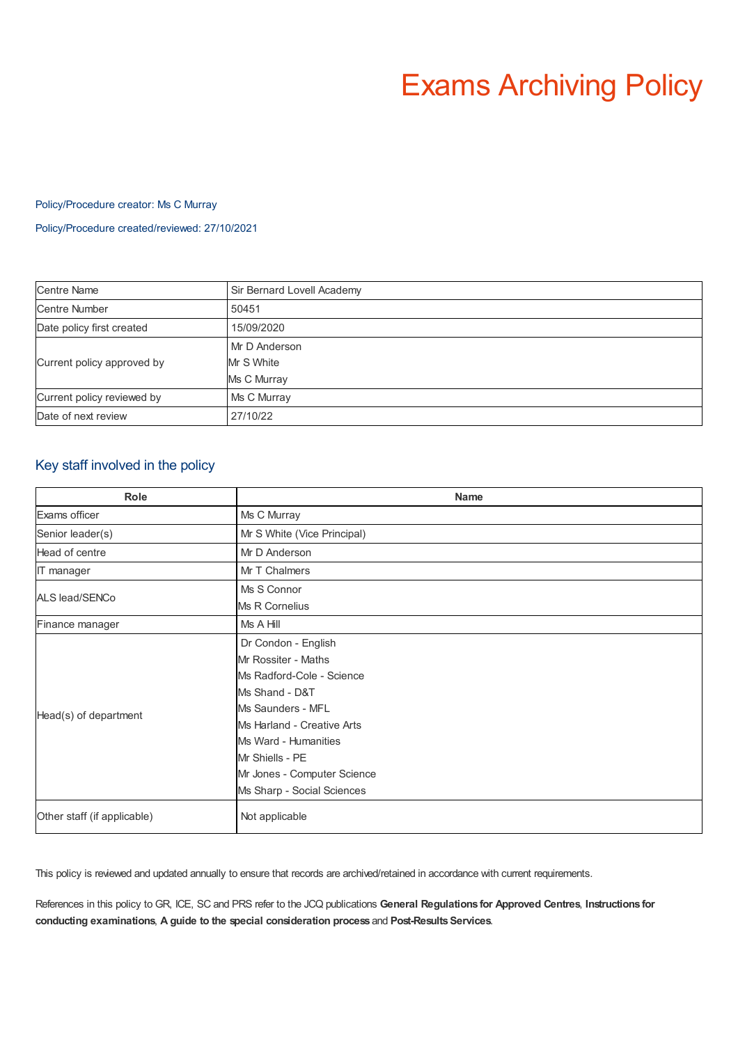# Exams Archiving Policy

Policy/Procedure creator: Ms C Murray

Policy/Procedure created/reviewed: 27/10/2021

| | |
|---|---|
| Centre Name | Sir Bernard Lovell Academy |
| Centre Number | 50451 |
| Date policy first created | 15/09/2020 |
| Current policy approved by | Mr D Anderson<br>Mr S White<br>Ms C Murray |
| Current policy reviewed by | Ms C Murray |
| Date of next review | 27/10/22 |

## Key staff involved in the policy

| Role | Name |
|---|---|
| Exams officer | Ms C Murray |
| Senior leader(s) | Mr S White (Vice Principal) |
| Head of centre | Mr D Anderson |
| IT manager | Mr T Chalmers |
| ALS lead/SENCo | Ms S Connor<br>Ms R Cornelius |
| Finance manager | Ms A Hill |
| Head(s) of department | Dr Condon - English<br>Mr Rossiter - Maths<br>Ms Radford-Cole - Science<br>Ms Shand - D&T<br>Ms Saunders - MFL<br>Ms Harland - Creative Arts<br>Ms Ward - Humanities<br>Mr Shiells - PE<br>Mr Jones - Computer Science<br>Ms Sharp - Social Sciences |
| Other staff (if applicable) | Not applicable |

This policy is reviewed and updated annually to ensure that records are archived/retained in accordance with current requirements.

References in this policy to GR, ICE, SC and PRS refer to the JCQ publications **General Regulations for Approved Centres**, **Instructions for conducting examinations**, **A guide to the special consideration process** and **Post-Results Services**.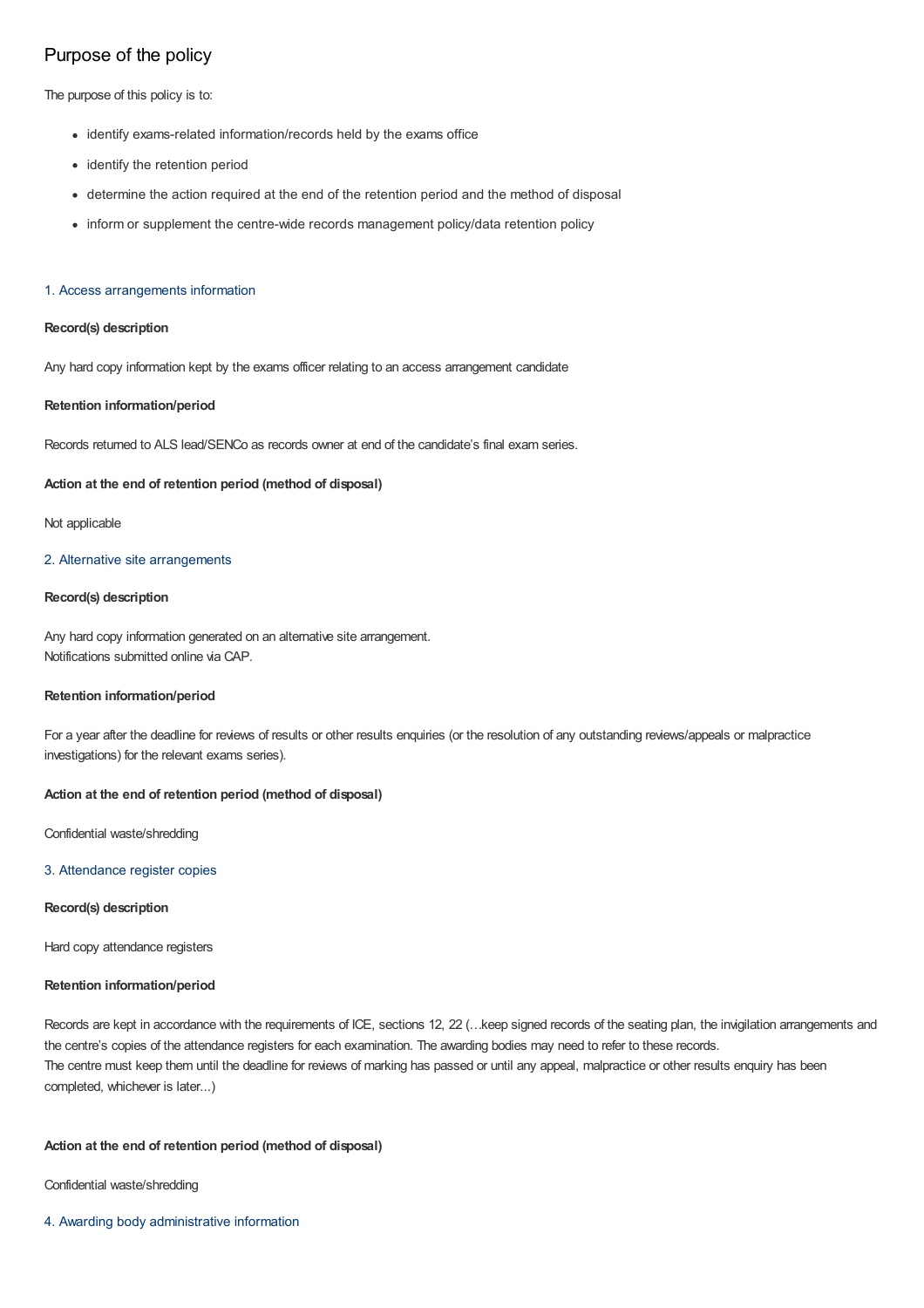## Purpose of the policy

The purpose of this policy is to:

- identify exams-related information/records held by the exams office
- identify the retention period
- determine the action required at the end of the retention period and the method of disposal
- inform or supplement the centre-wide records management policy/data retention policy

### 1. Access arrangements information

**Record(s) description**

Any hard copy information kept by the exams officer relating to an access arrangement candidate

**Retention information/period**

Records returned to ALS lead/SENCo as records owner at end of the candidate's final exam series.

**Action at the end of retention period (method of disposal)**

Not applicable

### 2. Alternative site arrangements

**Record(s) description**

Any hard copy information generated on an alternative site arrangement.
Notifications submitted online via CAP.

**Retention information/period**

For a year after the deadline for reviews of results or other results enquiries (or the resolution of any outstanding reviews/appeals or malpractice investigations) for the relevant exams series).

**Action at the end of retention period (method of disposal)**

Confidential waste/shredding

### 3. Attendance register copies

**Record(s) description**

Hard copy attendance registers

**Retention information/period**

Records are kept in accordance with the requirements of ICE, sections 12, 22 (…keep signed records of the seating plan, the invigilation arrangements and the centre's copies of the attendance registers for each examination. The awarding bodies may need to refer to these records.
The centre must keep them until the deadline for reviews of marking has passed or until any appeal, malpractice or other results enquiry has been completed, whichever is later...)

**Action at the end of retention period (method of disposal)**

Confidential waste/shredding

### 4. Awarding body administrative information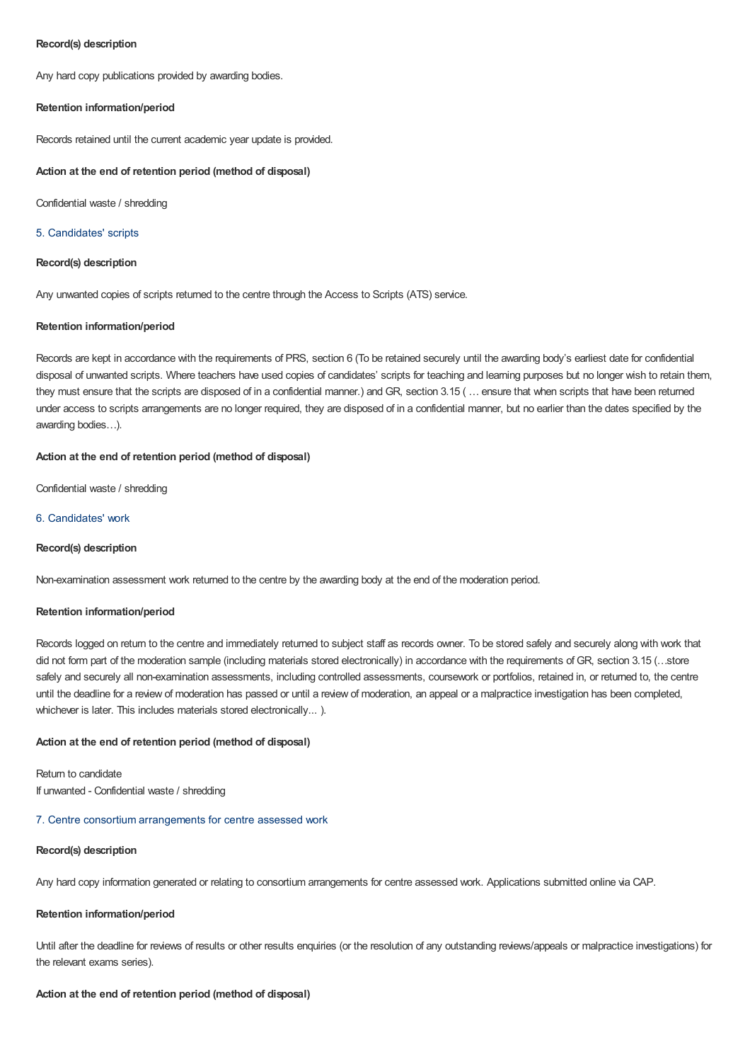**Record(s) description**

Any hard copy publications provided by awarding bodies.

**Retention information/period**

Records retained until the current academic year update is provided.

**Action at the end of retention period (method of disposal)**

Confidential waste / shredding

### 5. Candidates' scripts

**Record(s) description**

Any unwanted copies of scripts returned to the centre through the Access to Scripts (ATS) service.

**Retention information/period**

Records are kept in accordance with the requirements of PRS, section 6 (To be retained securely until the awarding body's earliest date for confidential disposal of unwanted scripts. Where teachers have used copies of candidates' scripts for teaching and learning purposes but no longer wish to retain them, they must ensure that the scripts are disposed of in a confidential manner.) and GR, section 3.15 ( … ensure that when scripts that have been returned under access to scripts arrangements are no longer required, they are disposed of in a confidential manner, but no earlier than the dates specified by the awarding bodies…).

**Action at the end of retention period (method of disposal)**

Confidential waste / shredding

### 6. Candidates' work

**Record(s) description**

Non-examination assessment work returned to the centre by the awarding body at the end of the moderation period.

**Retention information/period**

Records logged on return to the centre and immediately returned to subject staff as records owner. To be stored safely and securely along with work that did not form part of the moderation sample (including materials stored electronically) in accordance with the requirements of GR, section 3.15 (…store safely and securely all non-examination assessments, including controlled assessments, coursework or portfolios, retained in, or returned to, the centre until the deadline for a review of moderation has passed or until a review of moderation, an appeal or a malpractice investigation has been completed, whichever is later. This includes materials stored electronically... ).

**Action at the end of retention period (method of disposal)**

Return to candidate
If unwanted - Confidential waste / shredding

### 7. Centre consortium arrangements for centre assessed work

**Record(s) description**

Any hard copy information generated or relating to consortium arrangements for centre assessed work. Applications submitted online via CAP.

**Retention information/period**

Until after the deadline for reviews of results or other results enquiries (or the resolution of any outstanding reviews/appeals or malpractice investigations) for the relevant exams series).

**Action at the end of retention period (method of disposal)**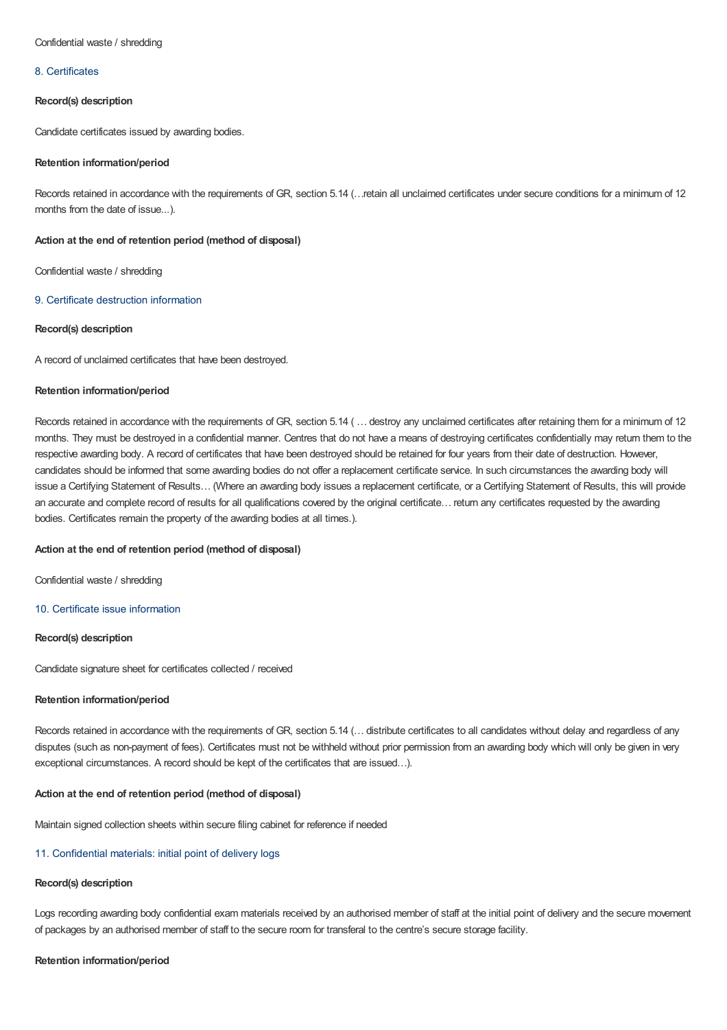Confidential waste / shredding

### 8. Certificates

**Record(s) description**

Candidate certificates issued by awarding bodies.

**Retention information/period**

Records retained in accordance with the requirements of GR, section 5.14 (…retain all unclaimed certificates under secure conditions for a minimum of 12 months from the date of issue...).

**Action at the end of retention period (method of disposal)**

Confidential waste / shredding

### 9. Certificate destruction information

**Record(s) description**

A record of unclaimed certificates that have been destroyed.

**Retention information/period**

Records retained in accordance with the requirements of GR, section 5.14 ( … destroy any unclaimed certificates after retaining them for a minimum of 12 months. They must be destroyed in a confidential manner. Centres that do not have a means of destroying certificates confidentially may return them to the respective awarding body. A record of certificates that have been destroyed should be retained for four years from their date of destruction. However, candidates should be informed that some awarding bodies do not offer a replacement certificate service. In such circumstances the awarding body will issue a Certifying Statement of Results… (Where an awarding body issues a replacement certificate, or a Certifying Statement of Results, this will provide an accurate and complete record of results for all qualifications covered by the original certificate… return any certificates requested by the awarding bodies. Certificates remain the property of the awarding bodies at all times.).

**Action at the end of retention period (method of disposal)**

Confidential waste / shredding

### 10. Certificate issue information

**Record(s) description**

Candidate signature sheet for certificates collected / received

**Retention information/period**

Records retained in accordance with the requirements of GR, section 5.14 (… distribute certificates to all candidates without delay and regardless of any disputes (such as non-payment of fees). Certificates must not be withheld without prior permission from an awarding body which will only be given in very exceptional circumstances. A record should be kept of the certificates that are issued…).

**Action at the end of retention period (method of disposal)**

Maintain signed collection sheets within secure filing cabinet for reference if needed

### 11. Confidential materials: initial point of delivery logs

**Record(s) description**

Logs recording awarding body confidential exam materials received by an authorised member of staff at the initial point of delivery and the secure movement of packages by an authorised member of staff to the secure room for transferal to the centre's secure storage facility.

**Retention information/period**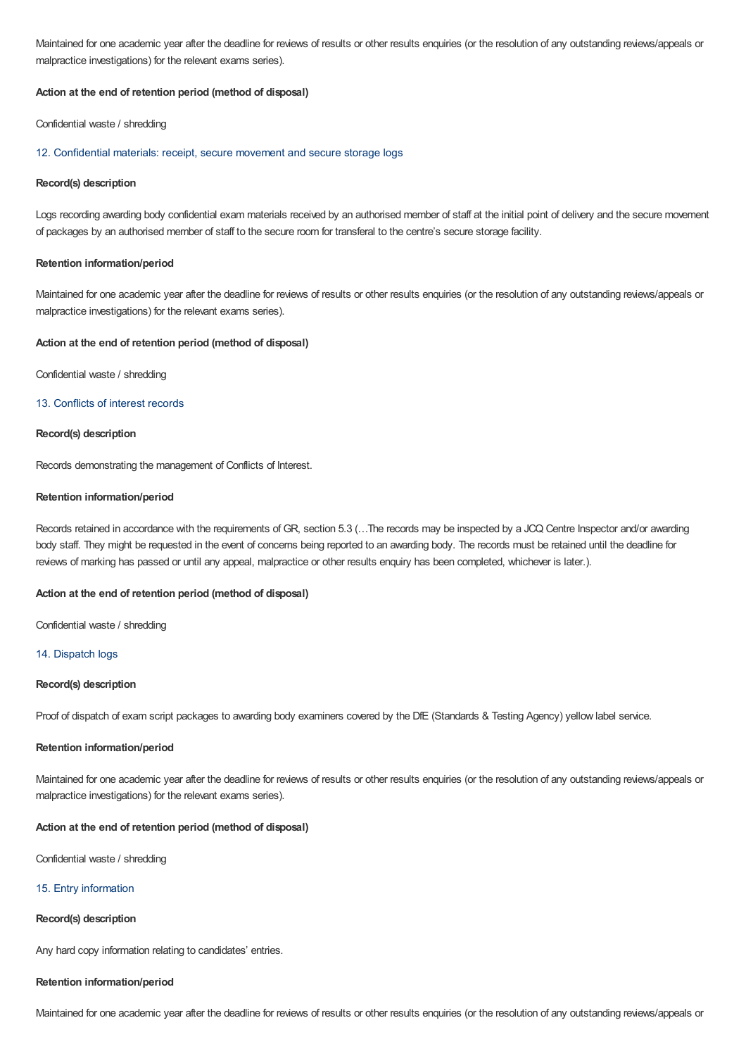Maintained for one academic year after the deadline for reviews of results or other results enquiries (or the resolution of any outstanding reviews/appeals or malpractice investigations) for the relevant exams series).

**Action at the end of retention period (method of disposal)**

Confidential waste / shredding

### 12. Confidential materials: receipt, secure movement and secure storage logs

**Record(s) description**

Logs recording awarding body confidential exam materials received by an authorised member of staff at the initial point of delivery and the secure movement of packages by an authorised member of staff to the secure room for transferal to the centre's secure storage facility.

**Retention information/period**

Maintained for one academic year after the deadline for reviews of results or other results enquiries (or the resolution of any outstanding reviews/appeals or malpractice investigations) for the relevant exams series).

**Action at the end of retention period (method of disposal)**

Confidential waste / shredding

### 13. Conflicts of interest records

**Record(s) description**

Records demonstrating the management of Conflicts of Interest.

**Retention information/period**

Records retained in accordance with the requirements of GR, section 5.3 (…The records may be inspected by a JCQ Centre Inspector and/or awarding body staff. They might be requested in the event of concerns being reported to an awarding body. The records must be retained until the deadline for reviews of marking has passed or until any appeal, malpractice or other results enquiry has been completed, whichever is later.).

**Action at the end of retention period (method of disposal)**

Confidential waste / shredding

### 14. Dispatch logs

**Record(s) description**

Proof of dispatch of exam script packages to awarding body examiners covered by the DfE (Standards & Testing Agency) yellow label service.

**Retention information/period**

Maintained for one academic year after the deadline for reviews of results or other results enquiries (or the resolution of any outstanding reviews/appeals or malpractice investigations) for the relevant exams series).

**Action at the end of retention period (method of disposal)**

Confidential waste / shredding

### 15. Entry information

**Record(s) description**

Any hard copy information relating to candidates' entries.

**Retention information/period**

Maintained for one academic year after the deadline for reviews of results or other results enquiries (or the resolution of any outstanding reviews/appeals or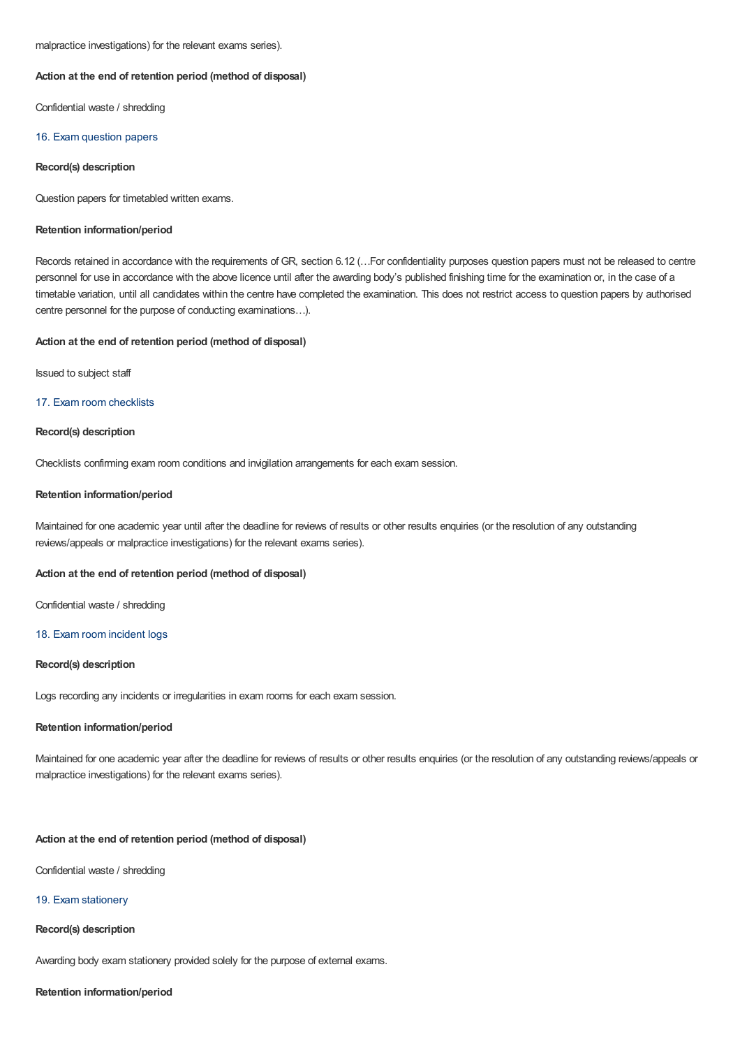malpractice investigations) for the relevant exams series).

**Action at the end of retention period (method of disposal)**

Confidential waste / shredding

### 16. Exam question papers

**Record(s) description**

Question papers for timetabled written exams.

**Retention information/period**

Records retained in accordance with the requirements of GR, section 6.12 (…For confidentiality purposes question papers must not be released to centre personnel for use in accordance with the above licence until after the awarding body's published finishing time for the examination or, in the case of a timetable variation, until all candidates within the centre have completed the examination. This does not restrict access to question papers by authorised centre personnel for the purpose of conducting examinations…).

**Action at the end of retention period (method of disposal)**

Issued to subject staff

### 17. Exam room checklists

**Record(s) description**

Checklists confirming exam room conditions and invigilation arrangements for each exam session.

**Retention information/period**

Maintained for one academic year until after the deadline for reviews of results or other results enquiries (or the resolution of any outstanding reviews/appeals or malpractice investigations) for the relevant exams series).

**Action at the end of retention period (method of disposal)**

Confidential waste / shredding

### 18. Exam room incident logs

**Record(s) description**

Logs recording any incidents or irregularities in exam rooms for each exam session.

**Retention information/period**

Maintained for one academic year after the deadline for reviews of results or other results enquiries (or the resolution of any outstanding reviews/appeals or malpractice investigations) for the relevant exams series).

**Action at the end of retention period (method of disposal)**

Confidential waste / shredding

### 19. Exam stationery

**Record(s) description**

Awarding body exam stationery provided solely for the purpose of external exams.

**Retention information/period**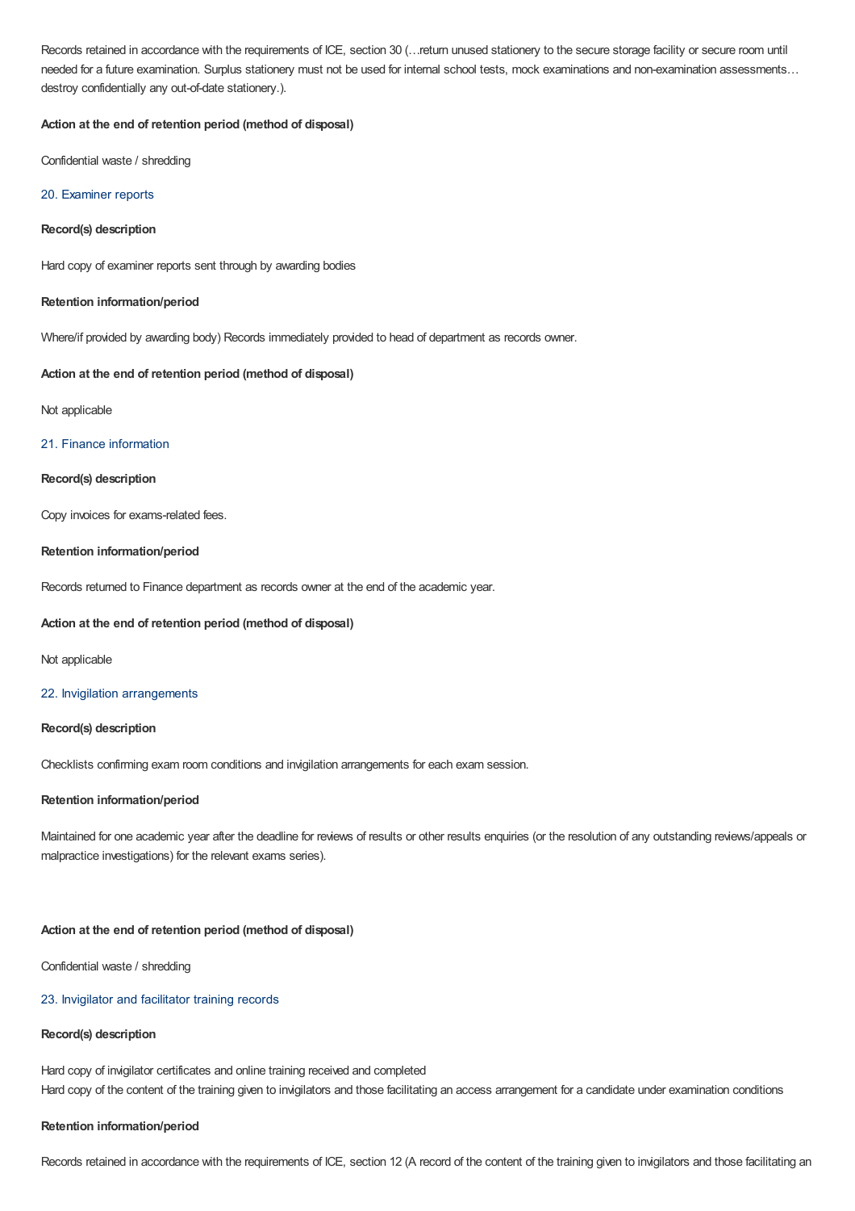Records retained in accordance with the requirements of ICE, section 30 (…return unused stationery to the secure storage facility or secure room until needed for a future examination. Surplus stationery must not be used for internal school tests, mock examinations and non-examination assessments… destroy confidentially any out-of-date stationery.).

**Action at the end of retention period (method of disposal)**

Confidential waste / shredding

### 20. Examiner reports

**Record(s) description**

Hard copy of examiner reports sent through by awarding bodies

**Retention information/period**

Where/if provided by awarding body) Records immediately provided to head of department as records owner.

**Action at the end of retention period (method of disposal)**

Not applicable

### 21. Finance information

**Record(s) description**

Copy invoices for exams-related fees.

**Retention information/period**

Records returned to Finance department as records owner at the end of the academic year.

**Action at the end of retention period (method of disposal)**

Not applicable

### 22. Invigilation arrangements

**Record(s) description**

Checklists confirming exam room conditions and invigilation arrangements for each exam session.

**Retention information/period**

Maintained for one academic year after the deadline for reviews of results or other results enquiries (or the resolution of any outstanding reviews/appeals or malpractice investigations) for the relevant exams series).

**Action at the end of retention period (method of disposal)**

Confidential waste / shredding

### 23. Invigilator and facilitator training records

**Record(s) description**

Hard copy of invigilator certificates and online training received and completed
Hard copy of the content of the training given to invigilators and those facilitating an access arrangement for a candidate under examination conditions

**Retention information/period**

Records retained in accordance with the requirements of ICE, section 12 (A record of the content of the training given to invigilators and those facilitating an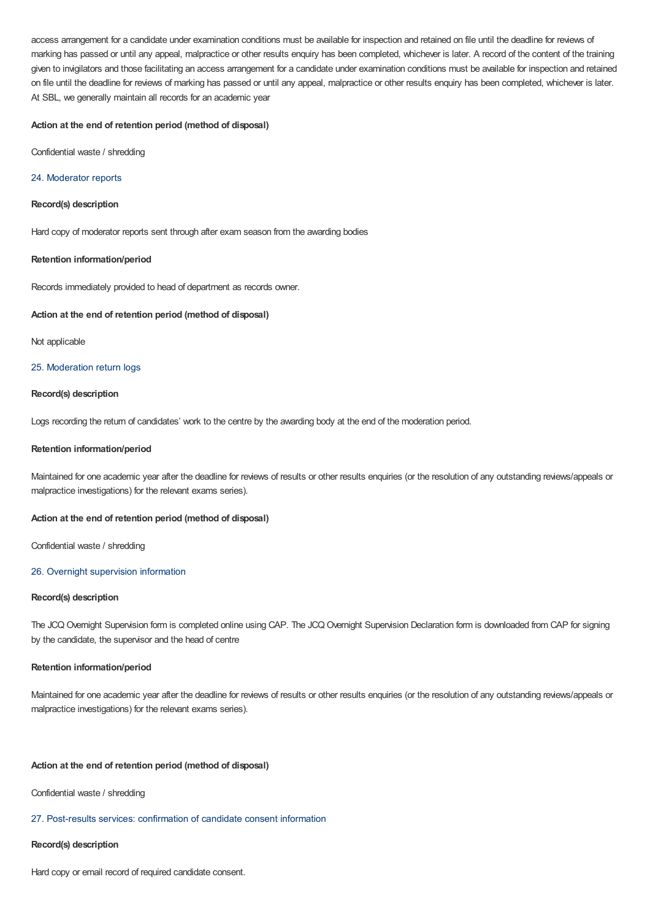access arrangement for a candidate under examination conditions must be available for inspection and retained on file until the deadline for reviews of marking has passed or until any appeal, malpractice or other results enquiry has been completed, whichever is later. A record of the content of the training given to invigilators and those facilitating an access arrangement for a candidate under examination conditions must be available for inspection and retained on file until the deadline for reviews of marking has passed or until any appeal, malpractice or other results enquiry has been completed, whichever is later. At SBL, we generally maintain all records for an academic year

**Action at the end of retention period (method of disposal)**

Confidential waste / shredding

### 24. Moderator reports

**Record(s) description**

Hard copy of moderator reports sent through after exam season from the awarding bodies

**Retention information/period**

Records immediately provided to head of department as records owner.

**Action at the end of retention period (method of disposal)**

Not applicable

### 25. Moderation return logs

**Record(s) description**

Logs recording the return of candidates' work to the centre by the awarding body at the end of the moderation period.

**Retention information/period**

Maintained for one academic year after the deadline for reviews of results or other results enquiries (or the resolution of any outstanding reviews/appeals or malpractice investigations) for the relevant exams series).

**Action at the end of retention period (method of disposal)**

Confidential waste / shredding

### 26. Overnight supervision information

**Record(s) description**

The JCQ Overnight Supervision form is completed online using CAP. The JCQ Overnight Supervision Declaration form is downloaded from CAP for signing by the candidate, the supervisor and the head of centre

**Retention information/period**

Maintained for one academic year after the deadline for reviews of results or other results enquiries (or the resolution of any outstanding reviews/appeals or malpractice investigations) for the relevant exams series).

**Action at the end of retention period (method of disposal)**

Confidential waste / shredding

### 27. Post-results services: confirmation of candidate consent information

**Record(s) description**

Hard copy or email record of required candidate consent.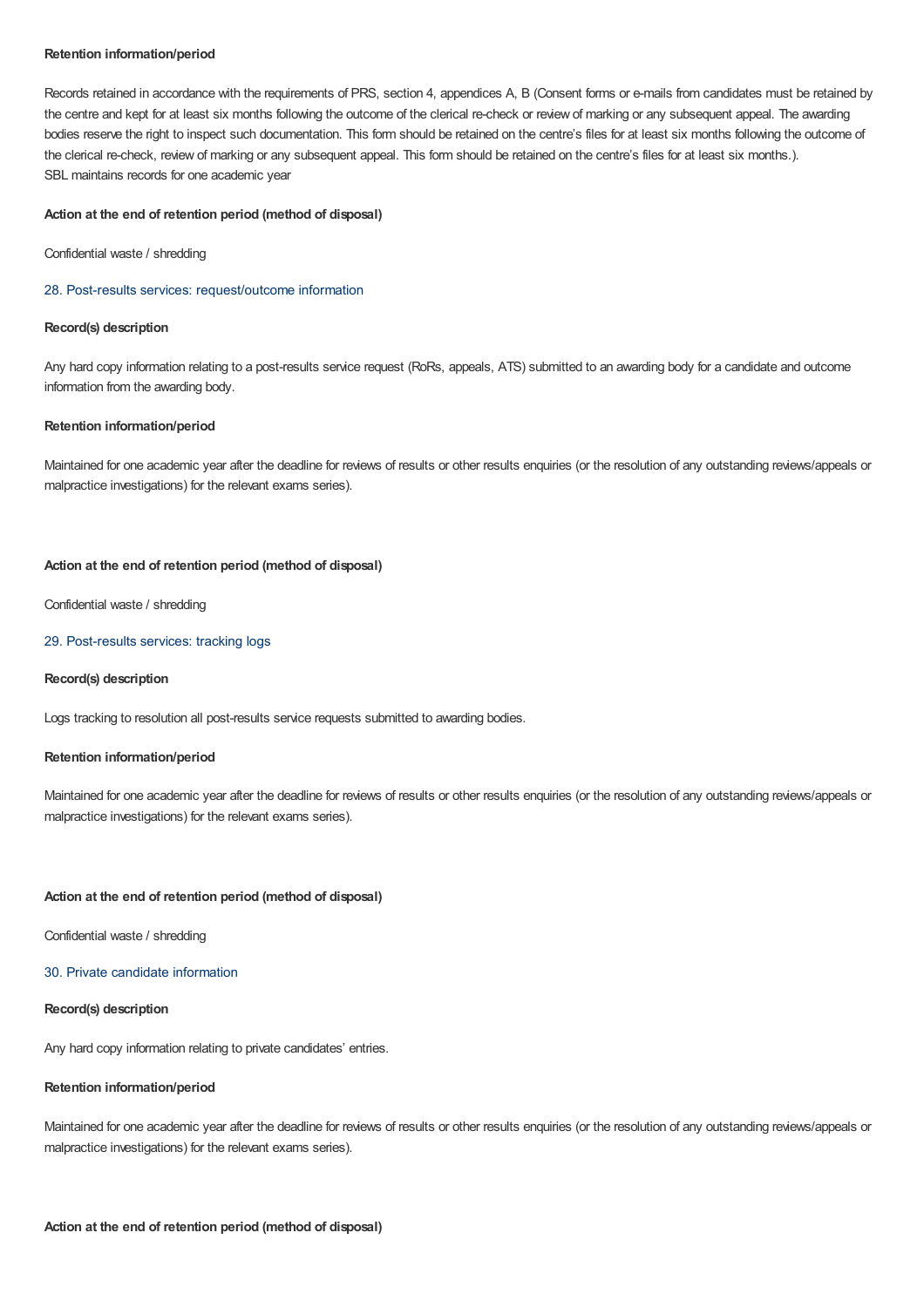**Retention information/period**

Records retained in accordance with the requirements of PRS, section 4, appendices A, B (Consent forms or e-mails from candidates must be retained by the centre and kept for at least six months following the outcome of the clerical re-check or review of marking or any subsequent appeal. The awarding bodies reserve the right to inspect such documentation. This form should be retained on the centre's files for at least six months following the outcome of the clerical re-check, review of marking or any subsequent appeal. This form should be retained on the centre's files for at least six months.).
SBL maintains records for one academic year

**Action at the end of retention period (method of disposal)**

Confidential waste / shredding

### 28. Post-results services: request/outcome information

**Record(s) description**

Any hard copy information relating to a post-results service request (RoRs, appeals, ATS) submitted to an awarding body for a candidate and outcome information from the awarding body.

**Retention information/period**

Maintained for one academic year after the deadline for reviews of results or other results enquiries (or the resolution of any outstanding reviews/appeals or malpractice investigations) for the relevant exams series).

**Action at the end of retention period (method of disposal)**

Confidential waste / shredding

### 29. Post-results services: tracking logs

**Record(s) description**

Logs tracking to resolution all post-results service requests submitted to awarding bodies.

**Retention information/period**

Maintained for one academic year after the deadline for reviews of results or other results enquiries (or the resolution of any outstanding reviews/appeals or malpractice investigations) for the relevant exams series).

**Action at the end of retention period (method of disposal)**

Confidential waste / shredding

### 30. Private candidate information

**Record(s) description**

Any hard copy information relating to private candidates' entries.

**Retention information/period**

Maintained for one academic year after the deadline for reviews of results or other results enquiries (or the resolution of any outstanding reviews/appeals or malpractice investigations) for the relevant exams series).

**Action at the end of retention period (method of disposal)**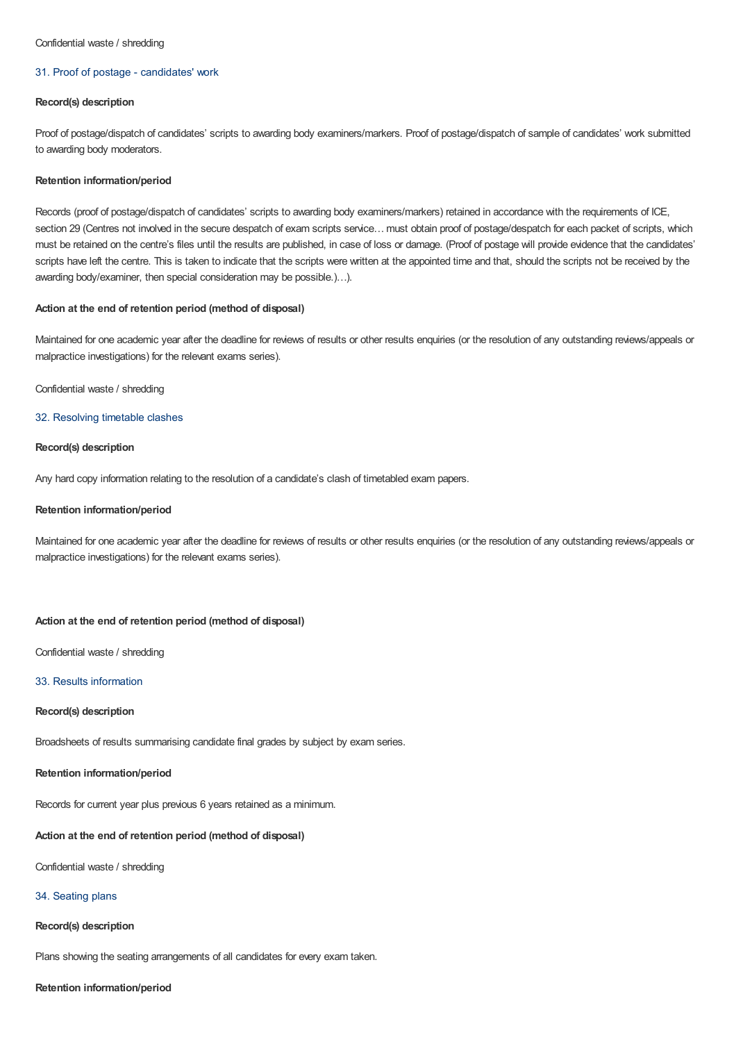Confidential waste / shredding

### 31. Proof of postage - candidates' work

**Record(s) description**

Proof of postage/dispatch of candidates' scripts to awarding body examiners/markers. Proof of postage/dispatch of sample of candidates' work submitted to awarding body moderators.

**Retention information/period**

Records (proof of postage/dispatch of candidates' scripts to awarding body examiners/markers) retained in accordance with the requirements of ICE, section 29 (Centres not involved in the secure despatch of exam scripts service… must obtain proof of postage/despatch for each packet of scripts, which must be retained on the centre's files until the results are published, in case of loss or damage. (Proof of postage will provide evidence that the candidates' scripts have left the centre. This is taken to indicate that the scripts were written at the appointed time and that, should the scripts not be received by the awarding body/examiner, then special consideration may be possible.)…).

**Action at the end of retention period (method of disposal)**

Maintained for one academic year after the deadline for reviews of results or other results enquiries (or the resolution of any outstanding reviews/appeals or malpractice investigations) for the relevant exams series).

Confidential waste / shredding

### 32. Resolving timetable clashes

**Record(s) description**

Any hard copy information relating to the resolution of a candidate's clash of timetabled exam papers.

**Retention information/period**

Maintained for one academic year after the deadline for reviews of results or other results enquiries (or the resolution of any outstanding reviews/appeals or malpractice investigations) for the relevant exams series).

**Action at the end of retention period (method of disposal)**

Confidential waste / shredding

### 33. Results information

**Record(s) description**

Broadsheets of results summarising candidate final grades by subject by exam series.

**Retention information/period**

Records for current year plus previous 6 years retained as a minimum.

**Action at the end of retention period (method of disposal)**

Confidential waste / shredding

### 34. Seating plans

**Record(s) description**

Plans showing the seating arrangements of all candidates for every exam taken.

**Retention information/period**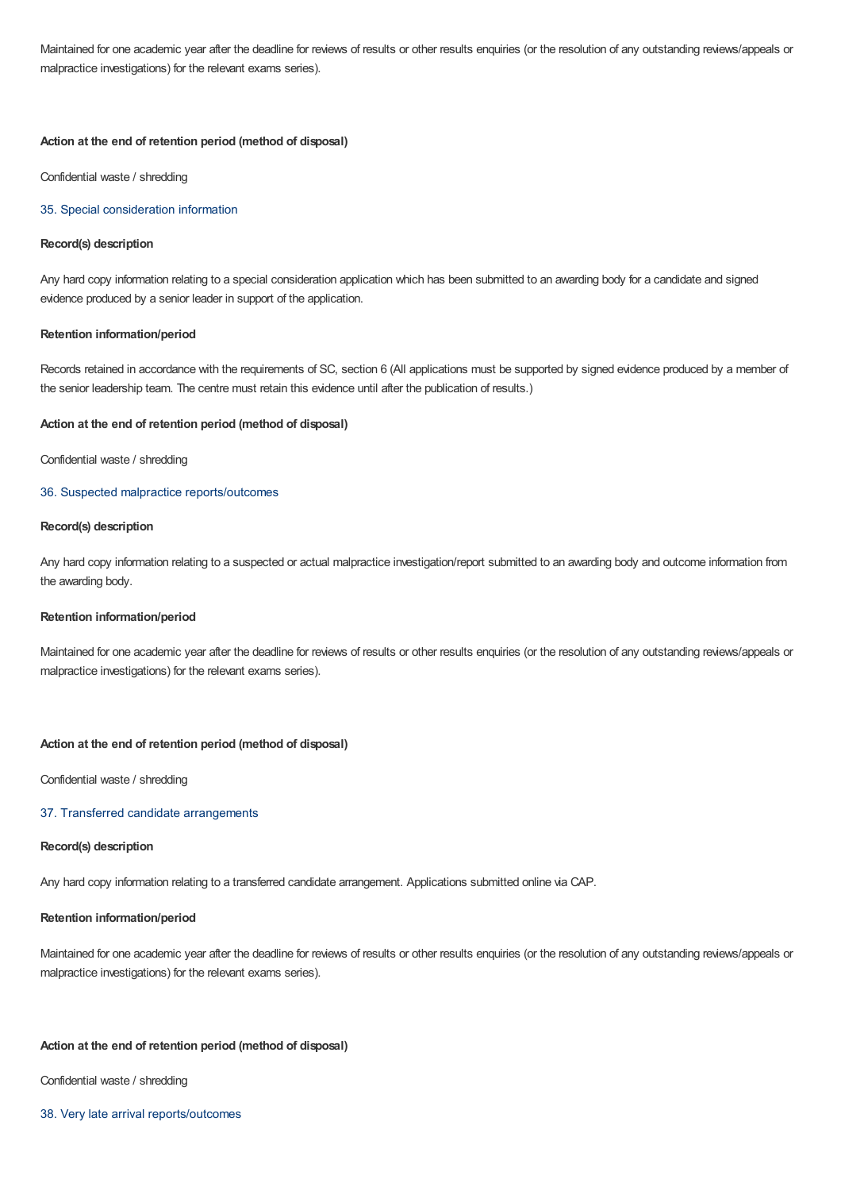Maintained for one academic year after the deadline for reviews of results or other results enquiries (or the resolution of any outstanding reviews/appeals or malpractice investigations) for the relevant exams series).

**Action at the end of retention period (method of disposal)**

Confidential waste / shredding

### 35. Special consideration information

**Record(s) description**

Any hard copy information relating to a special consideration application which has been submitted to an awarding body for a candidate and signed evidence produced by a senior leader in support of the application.

**Retention information/period**

Records retained in accordance with the requirements of SC, section 6 (All applications must be supported by signed evidence produced by a member of the senior leadership team. The centre must retain this evidence until after the publication of results.)

**Action at the end of retention period (method of disposal)**

Confidential waste / shredding

### 36. Suspected malpractice reports/outcomes

**Record(s) description**

Any hard copy information relating to a suspected or actual malpractice investigation/report submitted to an awarding body and outcome information from the awarding body.

**Retention information/period**

Maintained for one academic year after the deadline for reviews of results or other results enquiries (or the resolution of any outstanding reviews/appeals or malpractice investigations) for the relevant exams series).

**Action at the end of retention period (method of disposal)**

Confidential waste / shredding

### 37. Transferred candidate arrangements

**Record(s) description**

Any hard copy information relating to a transferred candidate arrangement. Applications submitted online via CAP.

**Retention information/period**

Maintained for one academic year after the deadline for reviews of results or other results enquiries (or the resolution of any outstanding reviews/appeals or malpractice investigations) for the relevant exams series).

**Action at the end of retention period (method of disposal)**

Confidential waste / shredding

### 38. Very late arrival reports/outcomes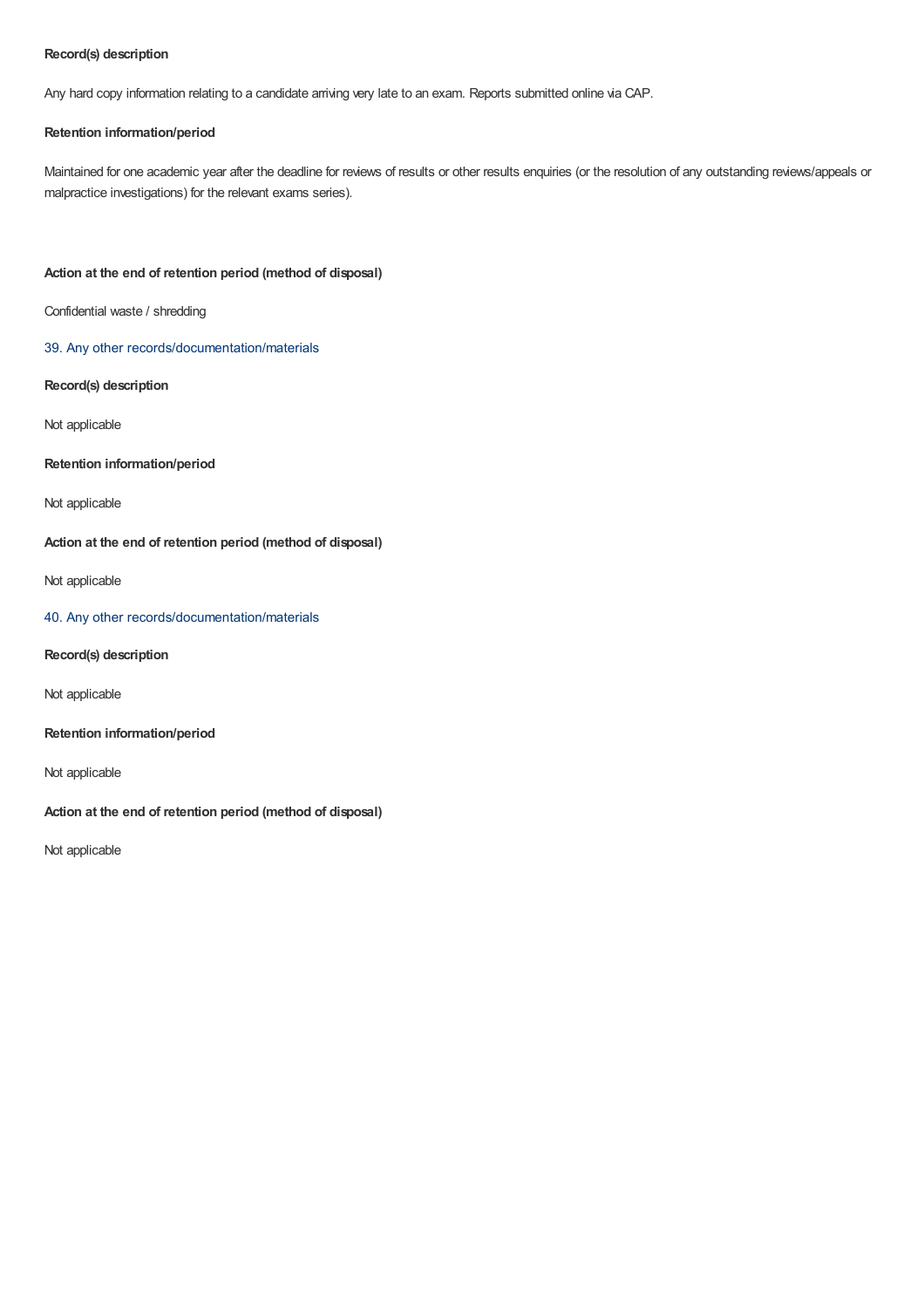**Record(s) description**

Any hard copy information relating to a candidate arriving very late to an exam. Reports submitted online via CAP.

**Retention information/period**

Maintained for one academic year after the deadline for reviews of results or other results enquiries (or the resolution of any outstanding reviews/appeals or malpractice investigations) for the relevant exams series).

**Action at the end of retention period (method of disposal)**

Confidential waste / shredding

### 39. Any other records/documentation/materials

**Record(s) description**

Not applicable

**Retention information/period**

Not applicable

**Action at the end of retention period (method of disposal)**

Not applicable

### 40. Any other records/documentation/materials

**Record(s) description**

Not applicable

**Retention information/period**

Not applicable

**Action at the end of retention period (method of disposal)**

Not applicable